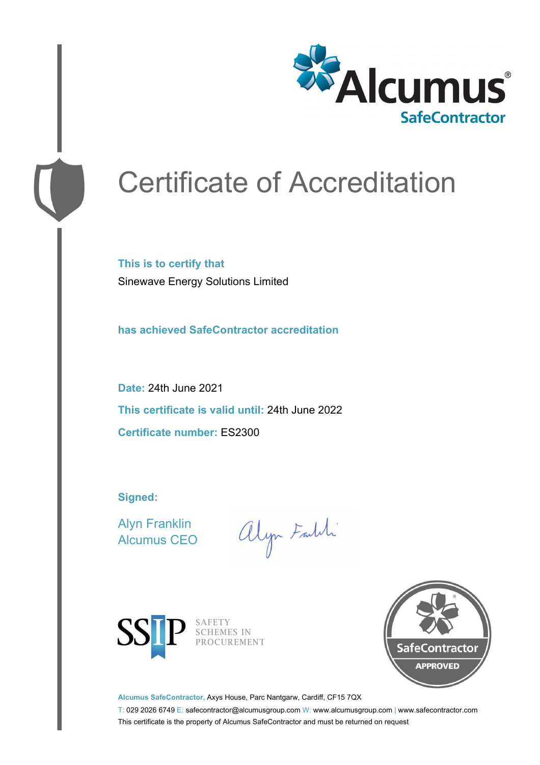Alcumus®
SafeContractor

# Certificate of Accreditation

**This is to certify that**

Sinewave Energy Solutions Limited

**has achieved SafeContractor accreditation**

**Date:** 24th June 2021

**This certificate is valid until:** 24th June 2022

**Certificate number:** ES2300

**Signed:**

Alyn Franklin
Alcumus CEO

SSIP SAFETY SCHEMES IN PROCUREMENT

SafeContractor APPROVED

**Alcumus SafeContractor,** Axys House, Parc Nantgarw, Cardiff, CF15 7QX

T: 029 2026 6749 E: safecontractor@alcumusgroup.com W: www.alcumusgroup.com | www.safecontractor.com

This certificate is the property of Alcumus SafeContractor and must be returned on request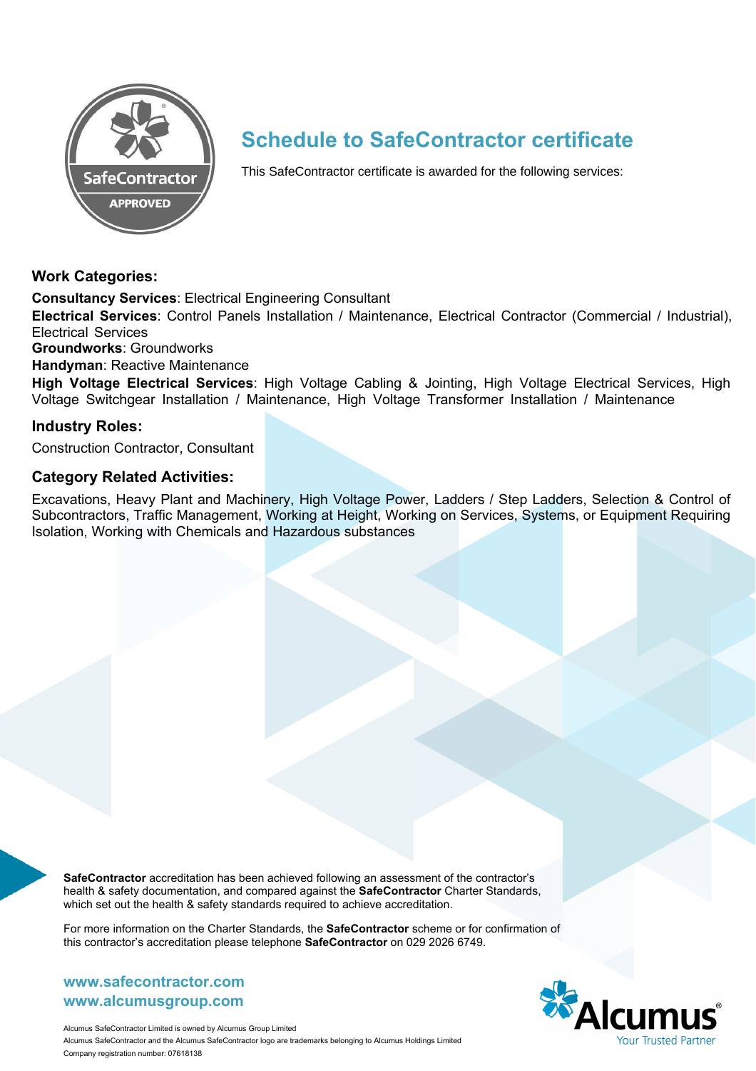# Schedule to SafeContractor certificate

This SafeContractor certificate is awarded for the following services:

### Work Categories:

**Consultancy Services**: Electrical Engineering Consultant
**Electrical Services**: Control Panels Installation / Maintenance, Electrical Contractor (Commercial / Industrial), Electrical Services
**Groundworks**: Groundworks
**Handyman**: Reactive Maintenance
**High Voltage Electrical Services**: High Voltage Cabling & Jointing, High Voltage Electrical Services, High Voltage Switchgear Installation / Maintenance, High Voltage Transformer Installation / Maintenance

### Industry Roles:

Construction Contractor, Consultant

### Category Related Activities:

Excavations, Heavy Plant and Machinery, High Voltage Power, Ladders / Step Ladders, Selection & Control of Subcontractors, Traffic Management, Working at Height, Working on Services, Systems, or Equipment Requiring Isolation, Working with Chemicals and Hazardous substances

**SafeContractor** accreditation has been achieved following an assessment of the contractor's health & safety documentation, and compared against the **SafeContractor** Charter Standards, which set out the health & safety standards required to achieve accreditation.

For more information on the Charter Standards, the **SafeContractor** scheme or for confirmation of this contractor's accreditation please telephone **SafeContractor** on 029 2026 6749.

**www.safecontractor.com**
**www.alcumusgroup.com**

Alcumus SafeContractor Limited is owned by Alcumus Group Limited
Alcumus SafeContractor and the Alcumus SafeContractor logo are trademarks belonging to Alcumus Holdings Limited
Company registration number: 07618138

Alcumus® Your Trusted Partner